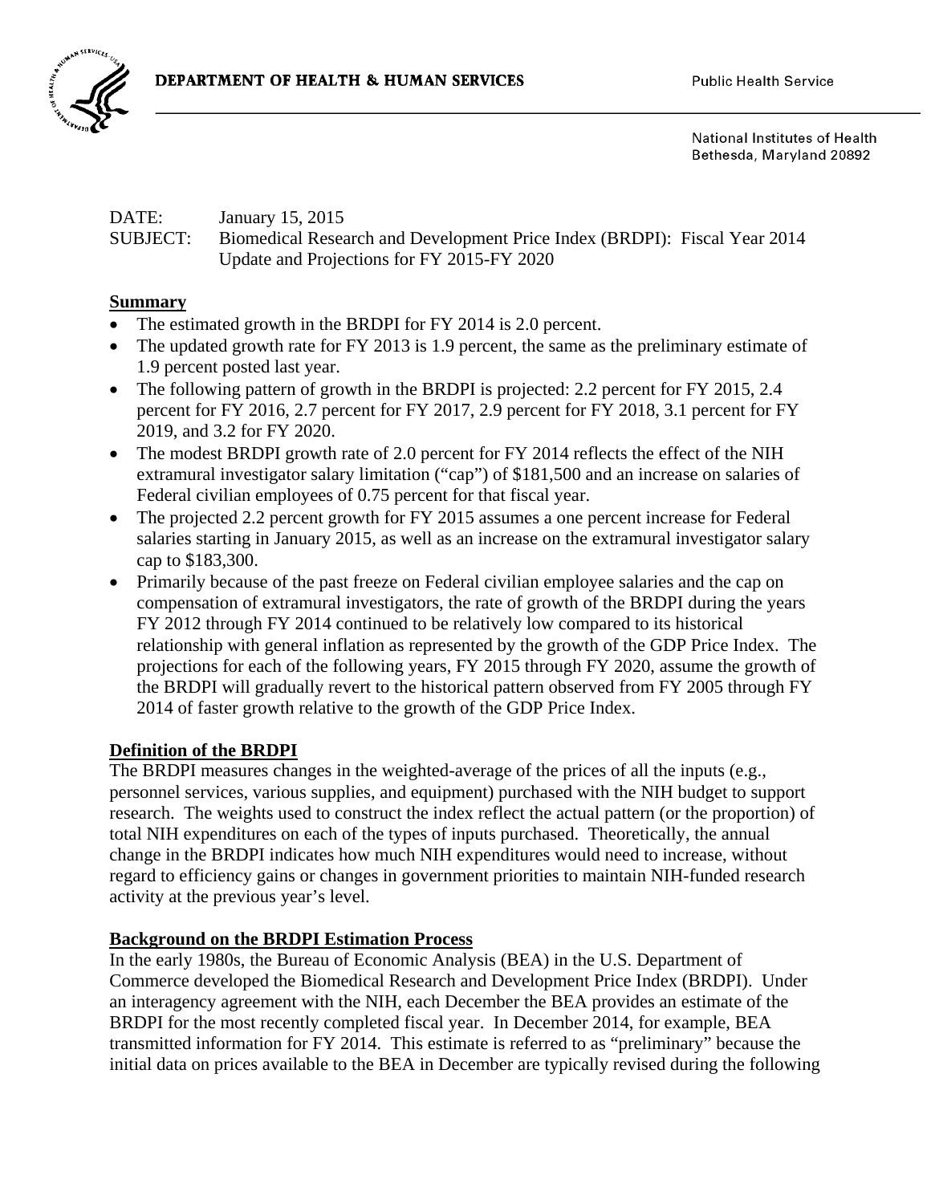DEPARTMENT OF HEALTH & HUMAN SERVICES

Public Health Service

National Institutes of Health
Bethesda, Maryland 20892

DATE: January 15, 2015

SUBJECT: Biomedical Research and Development Price Index (BRDPI): Fiscal Year 2014 Update and Projections for FY 2015-FY 2020

## Summary

- The estimated growth in the BRDPI for FY 2014 is 2.0 percent.
- The updated growth rate for FY 2013 is 1.9 percent, the same as the preliminary estimate of 1.9 percent posted last year.
- The following pattern of growth in the BRDPI is projected: 2.2 percent for FY 2015, 2.4 percent for FY 2016, 2.7 percent for FY 2017, 2.9 percent for FY 2018, 3.1 percent for FY 2019, and 3.2 for FY 2020.
- The modest BRDPI growth rate of 2.0 percent for FY 2014 reflects the effect of the NIH extramural investigator salary limitation ("cap") of $181,500 and an increase on salaries of Federal civilian employees of 0.75 percent for that fiscal year.
- The projected 2.2 percent growth for FY 2015 assumes a one percent increase for Federal salaries starting in January 2015, as well as an increase on the extramural investigator salary cap to $183,300.
- Primarily because of the past freeze on Federal civilian employee salaries and the cap on compensation of extramural investigators, the rate of growth of the BRDPI during the years FY 2012 through FY 2014 continued to be relatively low compared to its historical relationship with general inflation as represented by the growth of the GDP Price Index. The projections for each of the following years, FY 2015 through FY 2020, assume the growth of the BRDPI will gradually revert to the historical pattern observed from FY 2005 through FY 2014 of faster growth relative to the growth of the GDP Price Index.

## Definition of the BRDPI

The BRDPI measures changes in the weighted-average of the prices of all the inputs (e.g., personnel services, various supplies, and equipment) purchased with the NIH budget to support research. The weights used to construct the index reflect the actual pattern (or the proportion) of total NIH expenditures on each of the types of inputs purchased. Theoretically, the annual change in the BRDPI indicates how much NIH expenditures would need to increase, without regard to efficiency gains or changes in government priorities to maintain NIH-funded research activity at the previous year's level.

## Background on the BRDPI Estimation Process

In the early 1980s, the Bureau of Economic Analysis (BEA) in the U.S. Department of Commerce developed the Biomedical Research and Development Price Index (BRDPI). Under an interagency agreement with the NIH, each December the BEA provides an estimate of the BRDPI for the most recently completed fiscal year. In December 2014, for example, BEA transmitted information for FY 2014. This estimate is referred to as "preliminary" because the initial data on prices available to the BEA in December are typically revised during the following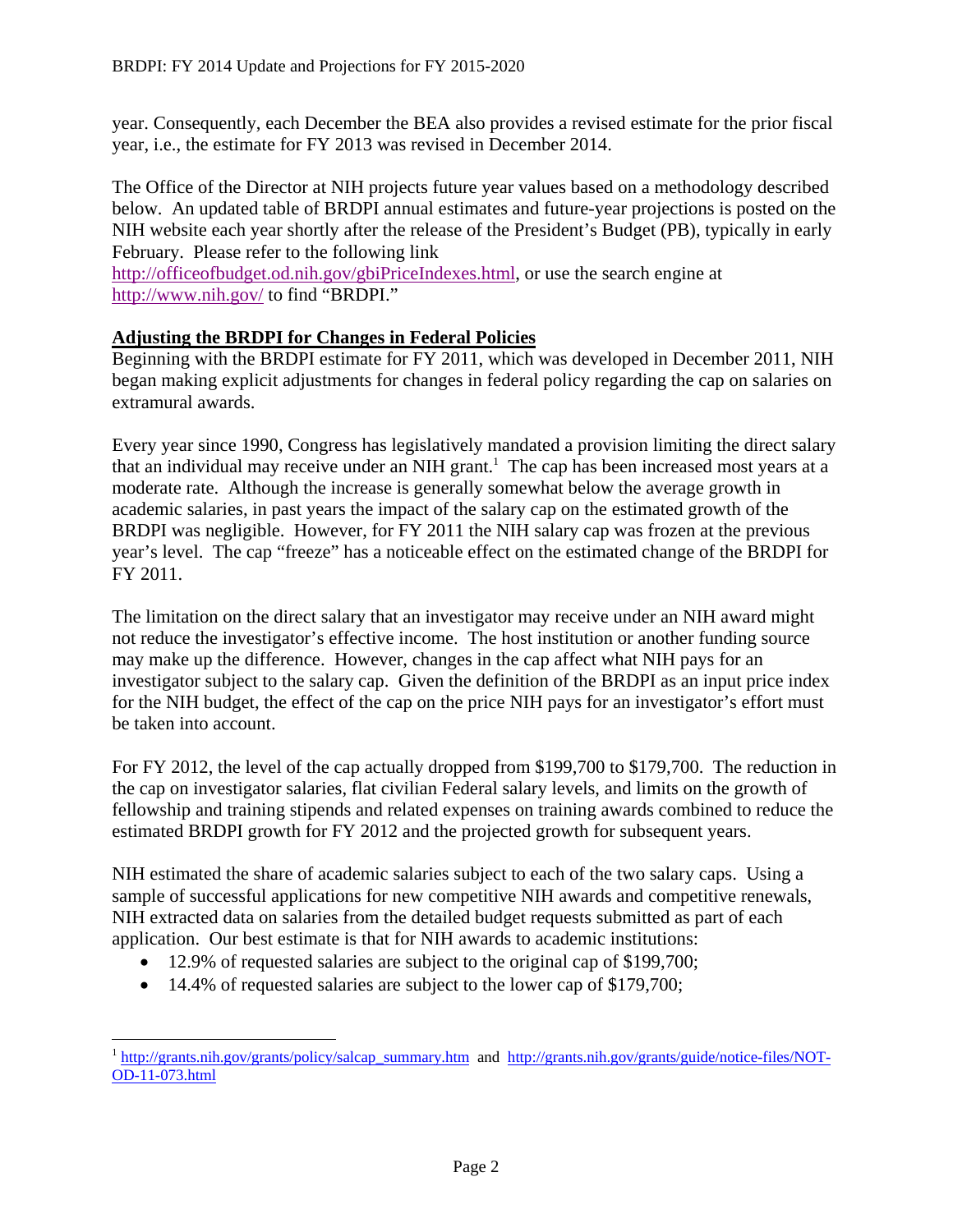year. Consequently, each December the BEA also provides a revised estimate for the prior fiscal year, i.e., the estimate for FY 2013 was revised in December 2014.

The Office of the Director at NIH projects future year values based on a methodology described below. An updated table of BRDPI annual estimates and future-year projections is posted on the NIH website each year shortly after the release of the President's Budget (PB), typically in early February. Please refer to the following link http://officeofbudget.od.nih.gov/gbiPriceIndexes.html, or use the search engine at http://www.nih.gov/ to find "BRDPI."

## Adjusting the BRDPI for Changes in Federal Policies

Beginning with the BRDPI estimate for FY 2011, which was developed in December 2011, NIH began making explicit adjustments for changes in federal policy regarding the cap on salaries on extramural awards.

Every year since 1990, Congress has legislatively mandated a provision limiting the direct salary that an individual may receive under an NIH grant.[1] The cap has been increased most years at a moderate rate. Although the increase is generally somewhat below the average growth in academic salaries, in past years the impact of the salary cap on the estimated growth of the BRDPI was negligible. However, for FY 2011 the NIH salary cap was frozen at the previous year's level. The cap "freeze" has a noticeable effect on the estimated change of the BRDPI for FY 2011.

The limitation on the direct salary that an investigator may receive under an NIH award might not reduce the investigator's effective income. The host institution or another funding source may make up the difference. However, changes in the cap affect what NIH pays for an investigator subject to the salary cap. Given the definition of the BRDPI as an input price index for the NIH budget, the effect of the cap on the price NIH pays for an investigator's effort must be taken into account.

For FY 2012, the level of the cap actually dropped from $199,700 to $179,700. The reduction in the cap on investigator salaries, flat civilian Federal salary levels, and limits on the growth of fellowship and training stipends and related expenses on training awards combined to reduce the estimated BRDPI growth for FY 2012 and the projected growth for subsequent years.

NIH estimated the share of academic salaries subject to each of the two salary caps. Using a sample of successful applications for new competitive NIH awards and competitive renewals, NIH extracted data on salaries from the detailed budget requests submitted as part of each application. Our best estimate is that for NIH awards to academic institutions:

- 12.9% of requested salaries are subject to the original cap of $199,700;
- 14.4% of requested salaries are subject to the lower cap of $179,700;

[1] http://grants.nih.gov/grants/policy/salcap_summary.htm and http://grants.nih.gov/grants/guide/notice-files/NOT-OD-11-073.html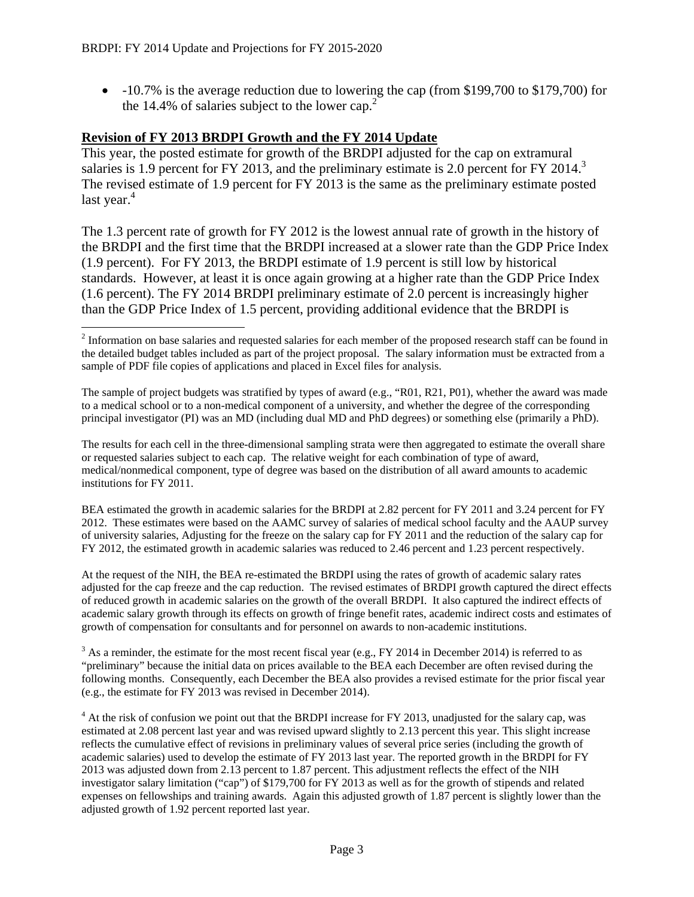- -10.7% is the average reduction due to lowering the cap (from $199,700 to $179,700) for the 14.4% of salaries subject to the lower cap.[2]

## Revision of FY 2013 BRDPI Growth and the FY 2014 Update

This year, the posted estimate for growth of the BRDPI adjusted for the cap on extramural salaries is 1.9 percent for FY 2013, and the preliminary estimate is 2.0 percent for FY 2014.[3] The revised estimate of 1.9 percent for FY 2013 is the same as the preliminary estimate posted last year.[4]

The 1.3 percent rate of growth for FY 2012 is the lowest annual rate of growth in the history of the BRDPI and the first time that the BRDPI increased at a slower rate than the GDP Price Index (1.9 percent). For FY 2013, the BRDPI estimate of 1.9 percent is still low by historical standards. However, at least it is once again growing at a higher rate than the GDP Price Index (1.6 percent). The FY 2014 BRDPI preliminary estimate of 2.0 percent is increasingly higher than the GDP Price Index of 1.5 percent, providing additional evidence that the BRDPI is

---

[2] Information on base salaries and requested salaries for each member of the proposed research staff can be found in the detailed budget tables included as part of the project proposal. The salary information must be extracted from a sample of PDF file copies of applications and placed in Excel files for analysis.

The sample of project budgets was stratified by types of award (e.g., "R01, R21, P01), whether the award was made to a medical school or to a non-medical component of a university, and whether the degree of the corresponding principal investigator (PI) was an MD (including dual MD and PhD degrees) or something else (primarily a PhD).

The results for each cell in the three-dimensional sampling strata were then aggregated to estimate the overall share or requested salaries subject to each cap. The relative weight for each combination of type of award, medical/nonmedical component, type of degree was based on the distribution of all award amounts to academic institutions for FY 2011.

BEA estimated the growth in academic salaries for the BRDPI at 2.82 percent for FY 2011 and 3.24 percent for FY 2012. These estimates were based on the AAMC survey of salaries of medical school faculty and the AAUP survey of university salaries, Adjusting for the freeze on the salary cap for FY 2011 and the reduction of the salary cap for FY 2012, the estimated growth in academic salaries was reduced to 2.46 percent and 1.23 percent respectively.

At the request of the NIH, the BEA re-estimated the BRDPI using the rates of growth of academic salary rates adjusted for the cap freeze and the cap reduction. The revised estimates of BRDPI growth captured the direct effects of reduced growth in academic salaries on the growth of the overall BRDPI. It also captured the indirect effects of academic salary growth through its effects on growth of fringe benefit rates, academic indirect costs and estimates of growth of compensation for consultants and for personnel on awards to non-academic institutions.

[3] As a reminder, the estimate for the most recent fiscal year (e.g., FY 2014 in December 2014) is referred to as "preliminary" because the initial data on prices available to the BEA each December are often revised during the following months. Consequently, each December the BEA also provides a revised estimate for the prior fiscal year (e.g., the estimate for FY 2013 was revised in December 2014).

[4] At the risk of confusion we point out that the BRDPI increase for FY 2013, unadjusted for the salary cap, was estimated at 2.08 percent last year and was revised upward slightly to 2.13 percent this year. This slight increase reflects the cumulative effect of revisions in preliminary values of several price series (including the growth of academic salaries) used to develop the estimate of FY 2013 last year. The reported growth in the BRDPI for FY 2013 was adjusted down from 2.13 percent to 1.87 percent. This adjustment reflects the effect of the NIH investigator salary limitation ("cap") of $179,700 for FY 2013 as well as for the growth of stipends and related expenses on fellowships and training awards. Again this adjusted growth of 1.87 percent is slightly lower than the adjusted growth of 1.92 percent reported last year.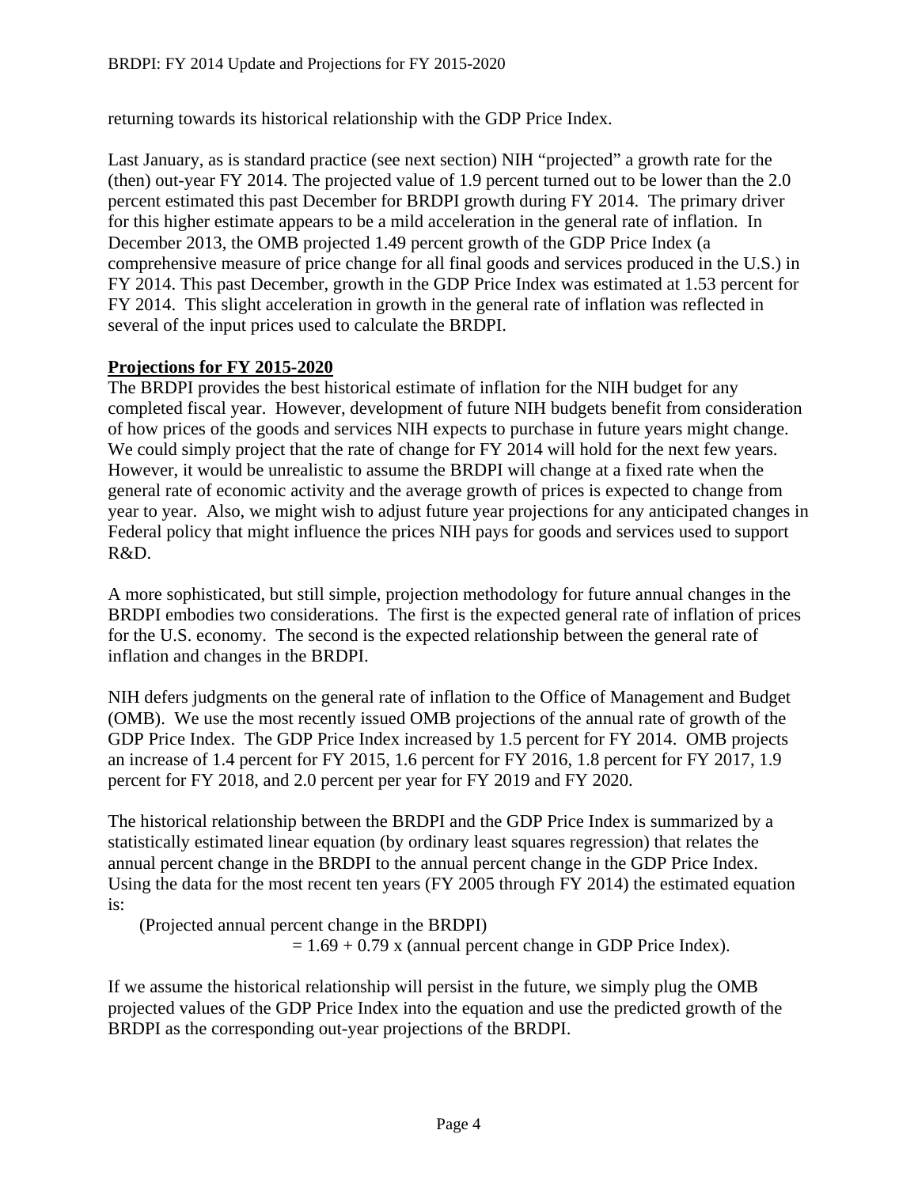returning towards its historical relationship with the GDP Price Index.

Last January, as is standard practice (see next section) NIH "projected" a growth rate for the (then) out-year FY 2014. The projected value of 1.9 percent turned out to be lower than the 2.0 percent estimated this past December for BRDPI growth during FY 2014. The primary driver for this higher estimate appears to be a mild acceleration in the general rate of inflation. In December 2013, the OMB projected 1.49 percent growth of the GDP Price Index (a comprehensive measure of price change for all final goods and services produced in the U.S.) in FY 2014. This past December, growth in the GDP Price Index was estimated at 1.53 percent for FY 2014. This slight acceleration in growth in the general rate of inflation was reflected in several of the input prices used to calculate the BRDPI.

## Projections for FY 2015-2020

The BRDPI provides the best historical estimate of inflation for the NIH budget for any completed fiscal year. However, development of future NIH budgets benefit from consideration of how prices of the goods and services NIH expects to purchase in future years might change. We could simply project that the rate of change for FY 2014 will hold for the next few years. However, it would be unrealistic to assume the BRDPI will change at a fixed rate when the general rate of economic activity and the average growth of prices is expected to change from year to year. Also, we might wish to adjust future year projections for any anticipated changes in Federal policy that might influence the prices NIH pays for goods and services used to support R&D.

A more sophisticated, but still simple, projection methodology for future annual changes in the BRDPI embodies two considerations. The first is the expected general rate of inflation of prices for the U.S. economy. The second is the expected relationship between the general rate of inflation and changes in the BRDPI.

NIH defers judgments on the general rate of inflation to the Office of Management and Budget (OMB). We use the most recently issued OMB projections of the annual rate of growth of the GDP Price Index. The GDP Price Index increased by 1.5 percent for FY 2014. OMB projects an increase of 1.4 percent for FY 2015, 1.6 percent for FY 2016, 1.8 percent for FY 2017, 1.9 percent for FY 2018, and 2.0 percent per year for FY 2019 and FY 2020.

The historical relationship between the BRDPI and the GDP Price Index is summarized by a statistically estimated linear equation (by ordinary least squares regression) that relates the annual percent change in the BRDPI to the annual percent change in the GDP Price Index. Using the data for the most recent ten years (FY 2005 through FY 2014) the estimated equation is:

(Projected annual percent change in the BRDPI)
= 1.69 + 0.79 x (annual percent change in GDP Price Index).

If we assume the historical relationship will persist in the future, we simply plug the OMB projected values of the GDP Price Index into the equation and use the predicted growth of the BRDPI as the corresponding out-year projections of the BRDPI.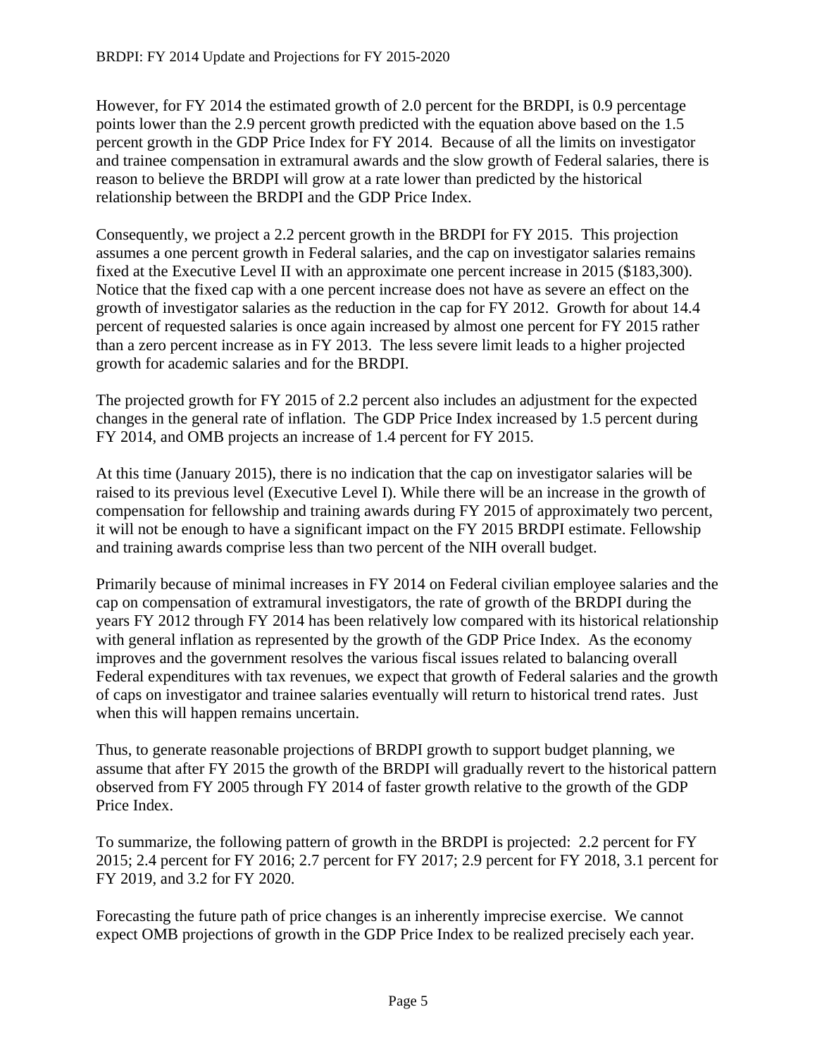However, for FY 2014 the estimated growth of 2.0 percent for the BRDPI, is 0.9 percentage points lower than the 2.9 percent growth predicted with the equation above based on the 1.5 percent growth in the GDP Price Index for FY 2014. Because of all the limits on investigator and trainee compensation in extramural awards and the slow growth of Federal salaries, there is reason to believe the BRDPI will grow at a rate lower than predicted by the historical relationship between the BRDPI and the GDP Price Index.

Consequently, we project a 2.2 percent growth in the BRDPI for FY 2015. This projection assumes a one percent growth in Federal salaries, and the cap on investigator salaries remains fixed at the Executive Level II with an approximate one percent increase in 2015 ($183,300). Notice that the fixed cap with a one percent increase does not have as severe an effect on the growth of investigator salaries as the reduction in the cap for FY 2012. Growth for about 14.4 percent of requested salaries is once again increased by almost one percent for FY 2015 rather than a zero percent increase as in FY 2013. The less severe limit leads to a higher projected growth for academic salaries and for the BRDPI.

The projected growth for FY 2015 of 2.2 percent also includes an adjustment for the expected changes in the general rate of inflation. The GDP Price Index increased by 1.5 percent during FY 2014, and OMB projects an increase of 1.4 percent for FY 2015.

At this time (January 2015), there is no indication that the cap on investigator salaries will be raised to its previous level (Executive Level I). While there will be an increase in the growth of compensation for fellowship and training awards during FY 2015 of approximately two percent, it will not be enough to have a significant impact on the FY 2015 BRDPI estimate. Fellowship and training awards comprise less than two percent of the NIH overall budget.

Primarily because of minimal increases in FY 2014 on Federal civilian employee salaries and the cap on compensation of extramural investigators, the rate of growth of the BRDPI during the years FY 2012 through FY 2014 has been relatively low compared with its historical relationship with general inflation as represented by the growth of the GDP Price Index. As the economy improves and the government resolves the various fiscal issues related to balancing overall Federal expenditures with tax revenues, we expect that growth of Federal salaries and the growth of caps on investigator and trainee salaries eventually will return to historical trend rates. Just when this will happen remains uncertain.

Thus, to generate reasonable projections of BRDPI growth to support budget planning, we assume that after FY 2015 the growth of the BRDPI will gradually revert to the historical pattern observed from FY 2005 through FY 2014 of faster growth relative to the growth of the GDP Price Index.

To summarize, the following pattern of growth in the BRDPI is projected: 2.2 percent for FY 2015; 2.4 percent for FY 2016; 2.7 percent for FY 2017; 2.9 percent for FY 2018, 3.1 percent for FY 2019, and 3.2 for FY 2020.

Forecasting the future path of price changes is an inherently imprecise exercise. We cannot expect OMB projections of growth in the GDP Price Index to be realized precisely each year.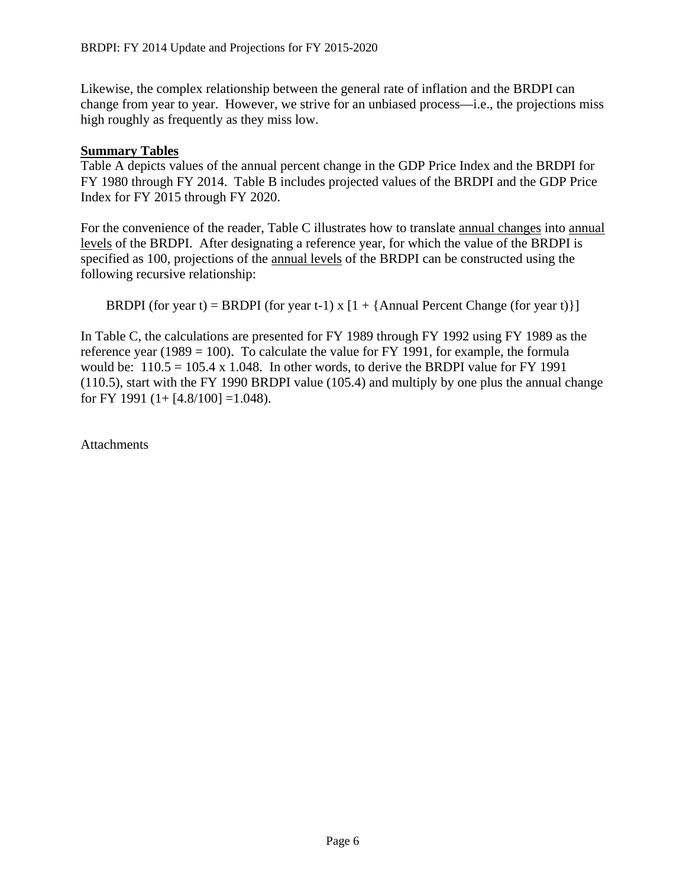Likewise, the complex relationship between the general rate of inflation and the BRDPI can change from year to year. However, we strive for an unbiased process—i.e., the projections miss high roughly as frequently as they miss low.

**Summary Tables**

Table A depicts values of the annual percent change in the GDP Price Index and the BRDPI for FY 1980 through FY 2014. Table B includes projected values of the BRDPI and the GDP Price Index for FY 2015 through FY 2020.

For the convenience of the reader, Table C illustrates how to translate annual changes into annual levels of the BRDPI. After designating a reference year, for which the value of the BRDPI is specified as 100, projections of the annual levels of the BRDPI can be constructed using the following recursive relationship:

BRDPI (for year t) = BRDPI (for year t-1) x [1 + {Annual Percent Change (for year t)}]

In Table C, the calculations are presented for FY 1989 through FY 1992 using FY 1989 as the reference year (1989 = 100). To calculate the value for FY 1991, for example, the formula would be: 110.5 = 105.4 x 1.048. In other words, to derive the BRDPI value for FY 1991 (110.5), start with the FY 1990 BRDPI value (105.4) and multiply by one plus the annual change for FY 1991 (1+ [4.8/100] =1.048).

Attachments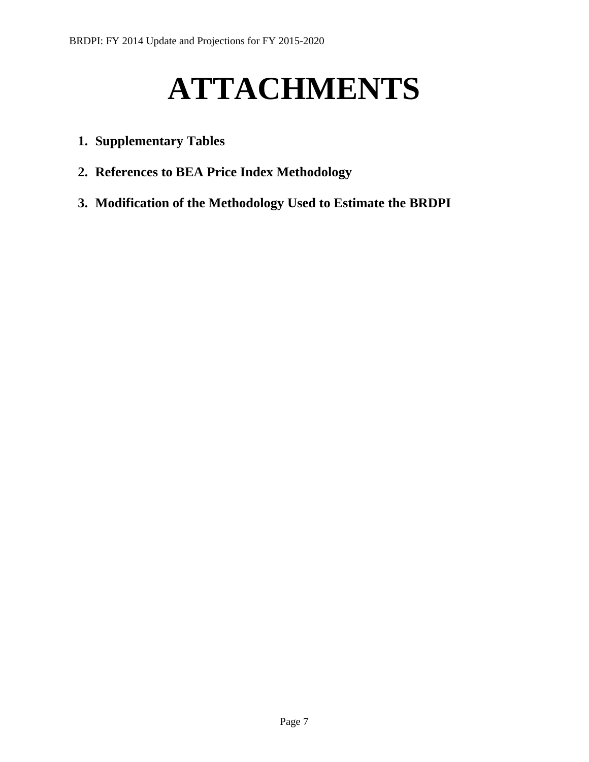# ATTACHMENTS

1. **Supplementary Tables**
2. **References to BEA Price Index Methodology**
3. **Modification of the Methodology Used to Estimate the BRDPI**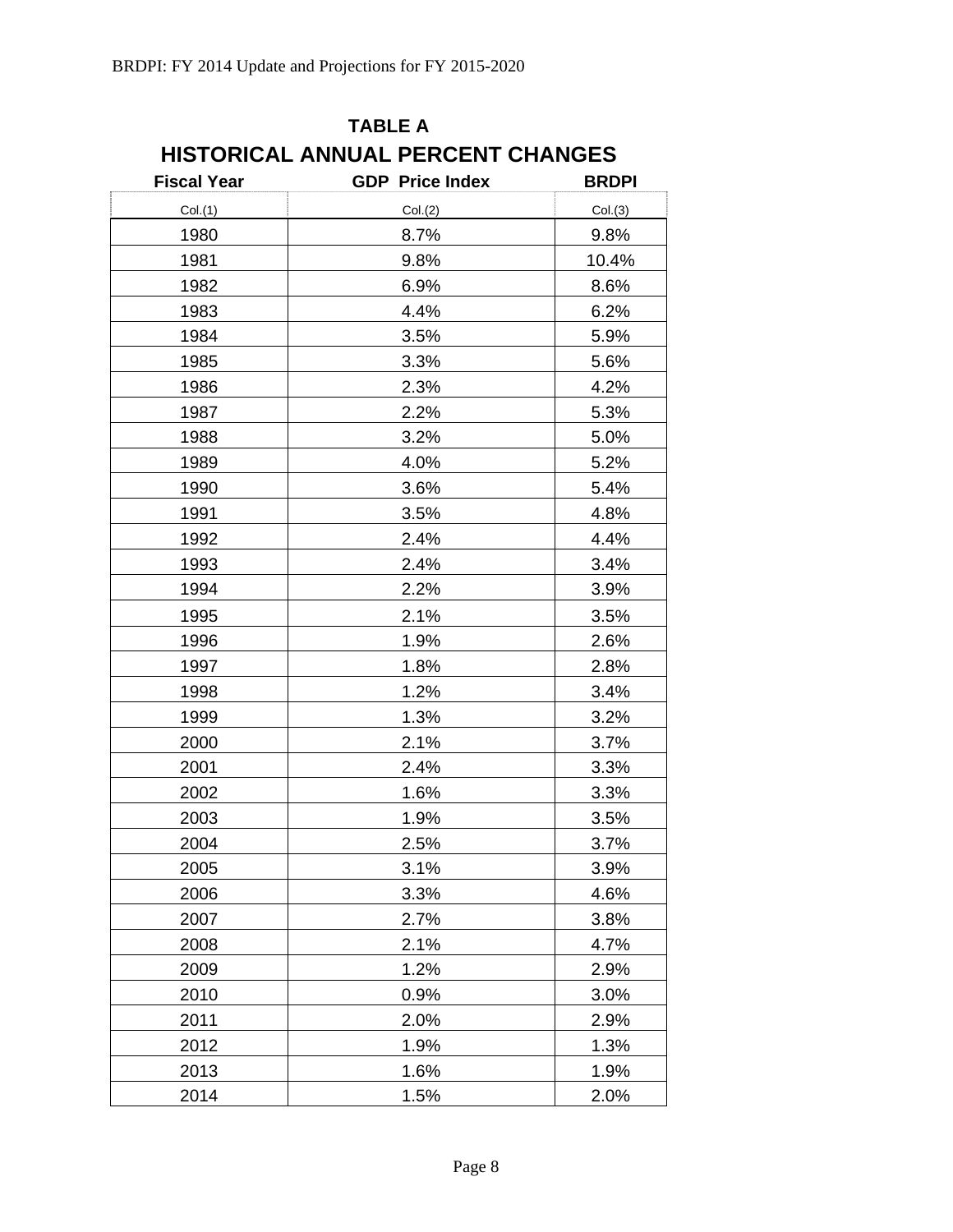## TABLE A

## HISTORICAL ANNUAL PERCENT CHANGES

| Fiscal Year | GDP Price Index | BRDPI |
|---|---|---|
| Col.(1) | Col.(2) | Col.(3) |
| 1980 | 8.7% | 9.8% |
| 1981 | 9.8% | 10.4% |
| 1982 | 6.9% | 8.6% |
| 1983 | 4.4% | 6.2% |
| 1984 | 3.5% | 5.9% |
| 1985 | 3.3% | 5.6% |
| 1986 | 2.3% | 4.2% |
| 1987 | 2.2% | 5.3% |
| 1988 | 3.2% | 5.0% |
| 1989 | 4.0% | 5.2% |
| 1990 | 3.6% | 5.4% |
| 1991 | 3.5% | 4.8% |
| 1992 | 2.4% | 4.4% |
| 1993 | 2.4% | 3.4% |
| 1994 | 2.2% | 3.9% |
| 1995 | 2.1% | 3.5% |
| 1996 | 1.9% | 2.6% |
| 1997 | 1.8% | 2.8% |
| 1998 | 1.2% | 3.4% |
| 1999 | 1.3% | 3.2% |
| 2000 | 2.1% | 3.7% |
| 2001 | 2.4% | 3.3% |
| 2002 | 1.6% | 3.3% |
| 2003 | 1.9% | 3.5% |
| 2004 | 2.5% | 3.7% |
| 2005 | 3.1% | 3.9% |
| 2006 | 3.3% | 4.6% |
| 2007 | 2.7% | 3.8% |
| 2008 | 2.1% | 4.7% |
| 2009 | 1.2% | 2.9% |
| 2010 | 0.9% | 3.0% |
| 2011 | 2.0% | 2.9% |
| 2012 | 1.9% | 1.3% |
| 2013 | 1.6% | 1.9% |
| 2014 | 1.5% | 2.0% |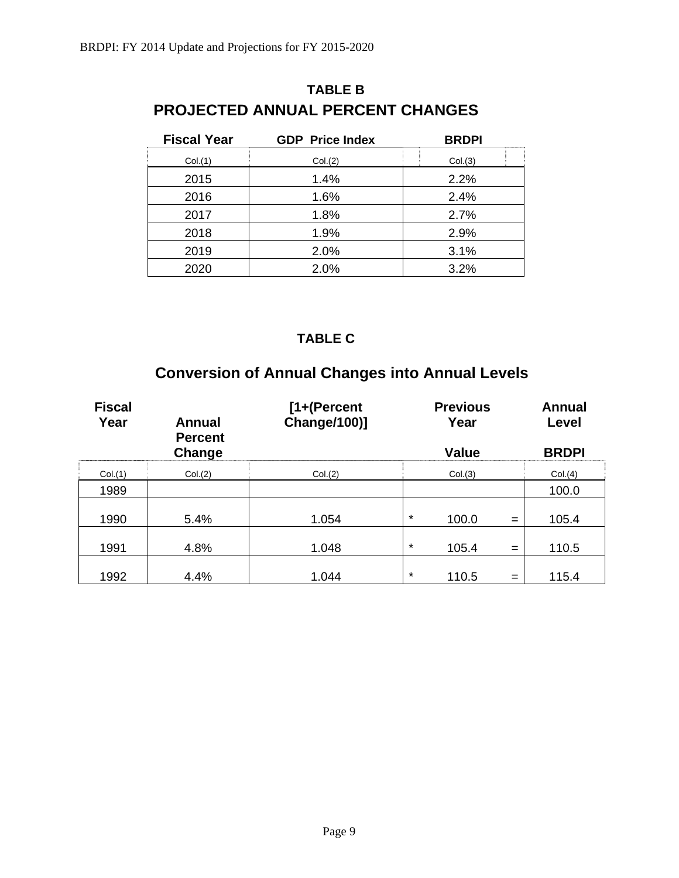## TABLE B

## PROJECTED ANNUAL PERCENT CHANGES

| Fiscal Year | GDP Price Index | BRDPI |
|---|---|---|
| Col.(1) | Col.(2) | Col.(3) |
| 2015 | 1.4% | 2.2% |
| 2016 | 1.6% | 2.4% |
| 2017 | 1.8% | 2.7% |
| 2018 | 1.9% | 2.9% |
| 2019 | 2.0% | 3.1% |
| 2020 | 2.0% | 3.2% |

## TABLE C

## Conversion of Annual Changes into Annual Levels

| Fiscal Year | Annual Percent Change | [1+(Percent Change/100)] | Previous Year Value | Annual Level BRDPI |
|---|---|---|---|---|
| Col.(1) | Col.(2) | Col.(2) | Col.(3) | Col.(4) |
| 1989 | | | | 100.0 |
| 1990 | 5.4% | 1.054 | * 100.0 = | 105.4 |
| 1991 | 4.8% | 1.048 | * 105.4 = | 110.5 |
| 1992 | 4.4% | 1.044 | * 110.5 = | 115.4 |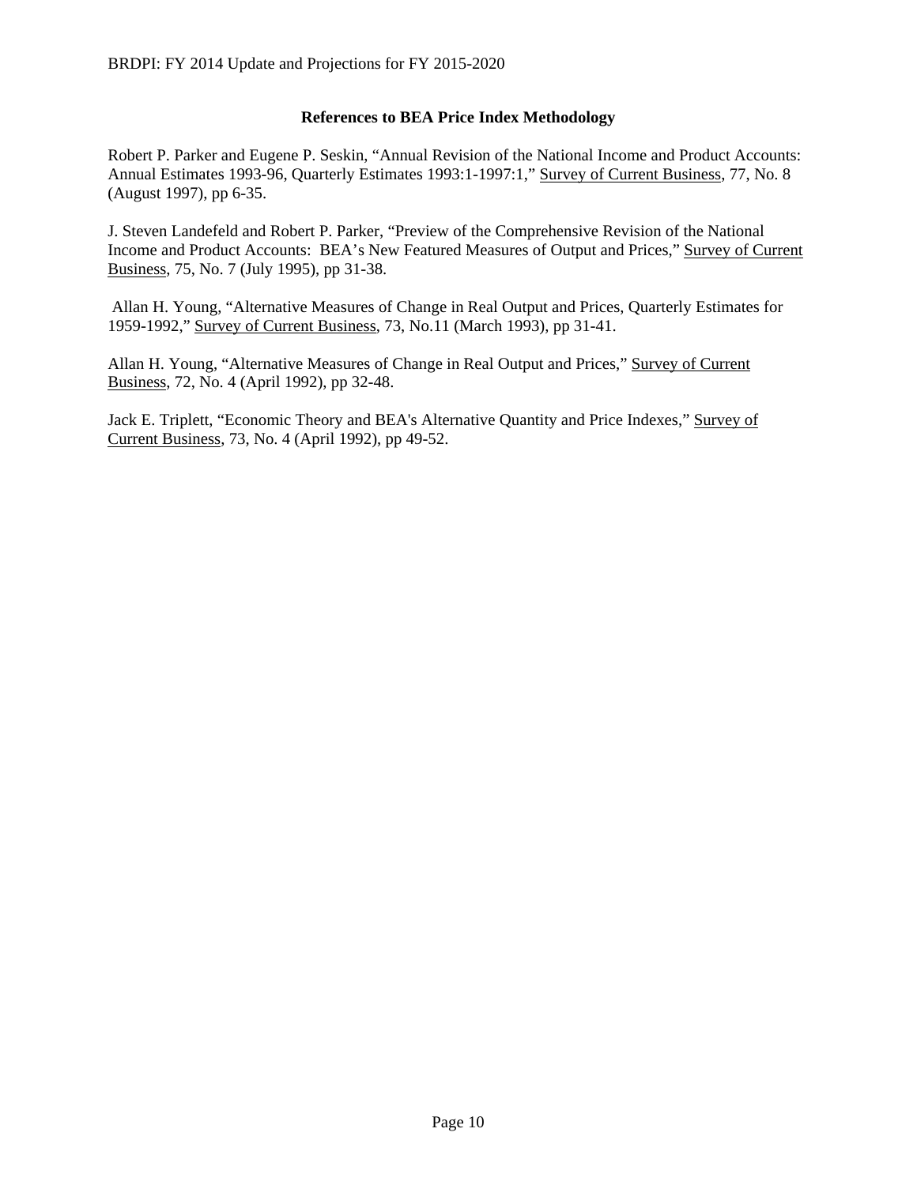### References to BEA Price Index Methodology

Robert P. Parker and Eugene P. Seskin, "Annual Revision of the National Income and Product Accounts: Annual Estimates 1993-96, Quarterly Estimates 1993:1-1997:1," Survey of Current Business, 77, No. 8 (August 1997), pp 6-35.

J. Steven Landefeld and Robert P. Parker, "Preview of the Comprehensive Revision of the National Income and Product Accounts: BEA's New Featured Measures of Output and Prices," Survey of Current Business, 75, No. 7 (July 1995), pp 31-38.

Allan H. Young, "Alternative Measures of Change in Real Output and Prices, Quarterly Estimates for 1959-1992," Survey of Current Business, 73, No.11 (March 1993), pp 31-41.

Allan H. Young, "Alternative Measures of Change in Real Output and Prices," Survey of Current Business, 72, No. 4 (April 1992), pp 32-48.

Jack E. Triplett, "Economic Theory and BEA's Alternative Quantity and Price Indexes," Survey of Current Business, 73, No. 4 (April 1992), pp 49-52.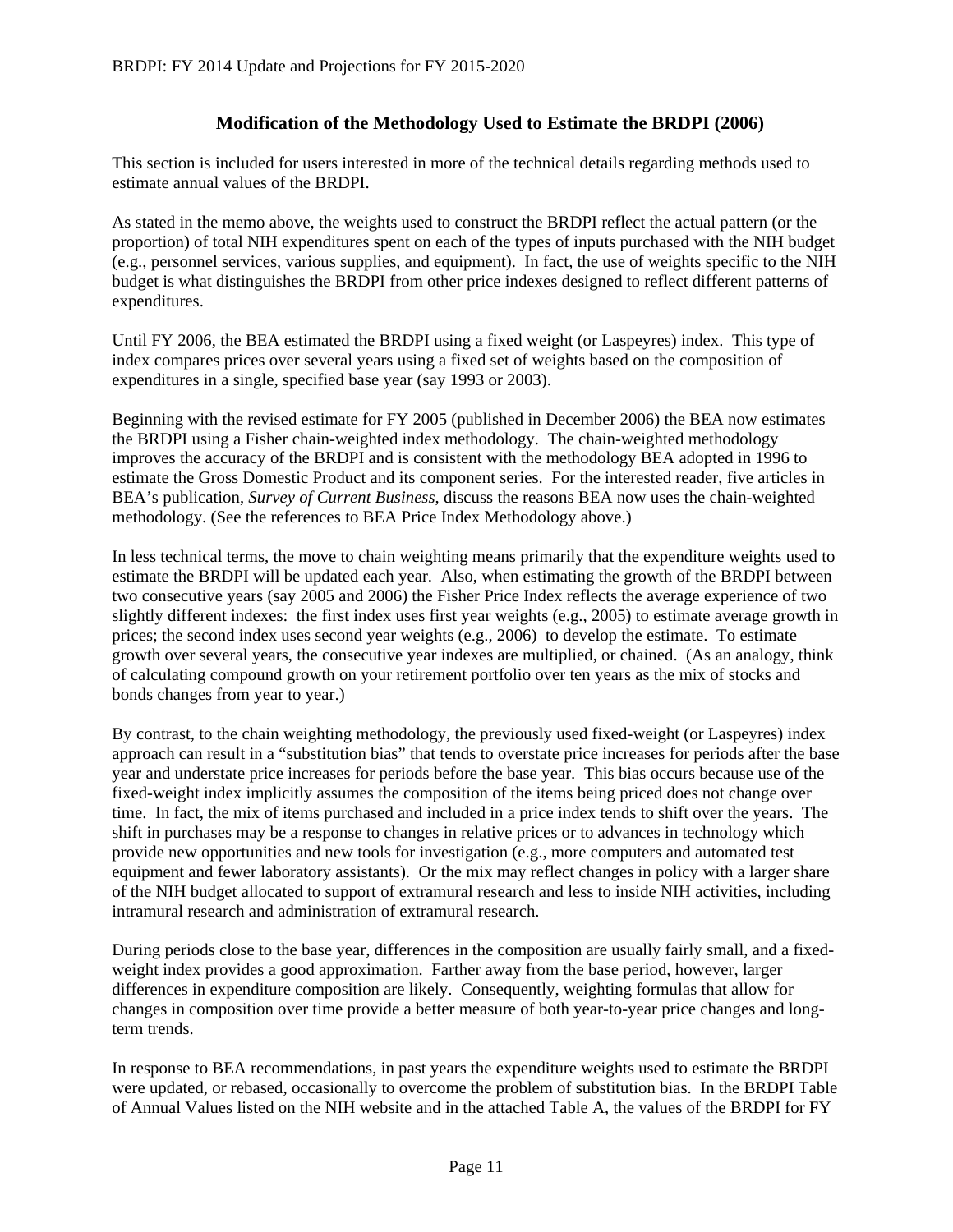## Modification of the Methodology Used to Estimate the BRDPI (2006)

This section is included for users interested in more of the technical details regarding methods used to estimate annual values of the BRDPI.

As stated in the memo above, the weights used to construct the BRDPI reflect the actual pattern (or the proportion) of total NIH expenditures spent on each of the types of inputs purchased with the NIH budget (e.g., personnel services, various supplies, and equipment). In fact, the use of weights specific to the NIH budget is what distinguishes the BRDPI from other price indexes designed to reflect different patterns of expenditures.

Until FY 2006, the BEA estimated the BRDPI using a fixed weight (or Laspeyres) index. This type of index compares prices over several years using a fixed set of weights based on the composition of expenditures in a single, specified base year (say 1993 or 2003).

Beginning with the revised estimate for FY 2005 (published in December 2006) the BEA now estimates the BRDPI using a Fisher chain-weighted index methodology. The chain-weighted methodology improves the accuracy of the BRDPI and is consistent with the methodology BEA adopted in 1996 to estimate the Gross Domestic Product and its component series. For the interested reader, five articles in BEA's publication, *Survey of Current Business*, discuss the reasons BEA now uses the chain-weighted methodology. (See the references to BEA Price Index Methodology above.)

In less technical terms, the move to chain weighting means primarily that the expenditure weights used to estimate the BRDPI will be updated each year. Also, when estimating the growth of the BRDPI between two consecutive years (say 2005 and 2006) the Fisher Price Index reflects the average experience of two slightly different indexes: the first index uses first year weights (e.g., 2005) to estimate average growth in prices; the second index uses second year weights (e.g., 2006) to develop the estimate. To estimate growth over several years, the consecutive year indexes are multiplied, or chained. (As an analogy, think of calculating compound growth on your retirement portfolio over ten years as the mix of stocks and bonds changes from year to year.)

By contrast, to the chain weighting methodology, the previously used fixed-weight (or Laspeyres) index approach can result in a "substitution bias" that tends to overstate price increases for periods after the base year and understate price increases for periods before the base year. This bias occurs because use of the fixed-weight index implicitly assumes the composition of the items being priced does not change over time. In fact, the mix of items purchased and included in a price index tends to shift over the years. The shift in purchases may be a response to changes in relative prices or to advances in technology which provide new opportunities and new tools for investigation (e.g., more computers and automated test equipment and fewer laboratory assistants). Or the mix may reflect changes in policy with a larger share of the NIH budget allocated to support of extramural research and less to inside NIH activities, including intramural research and administration of extramural research.

During periods close to the base year, differences in the composition are usually fairly small, and a fixed-weight index provides a good approximation. Farther away from the base period, however, larger differences in expenditure composition are likely. Consequently, weighting formulas that allow for changes in composition over time provide a better measure of both year-to-year price changes and long-term trends.

In response to BEA recommendations, in past years the expenditure weights used to estimate the BRDPI were updated, or rebased, occasionally to overcome the problem of substitution bias. In the BRDPI Table of Annual Values listed on the NIH website and in the attached Table A, the values of the BRDPI for FY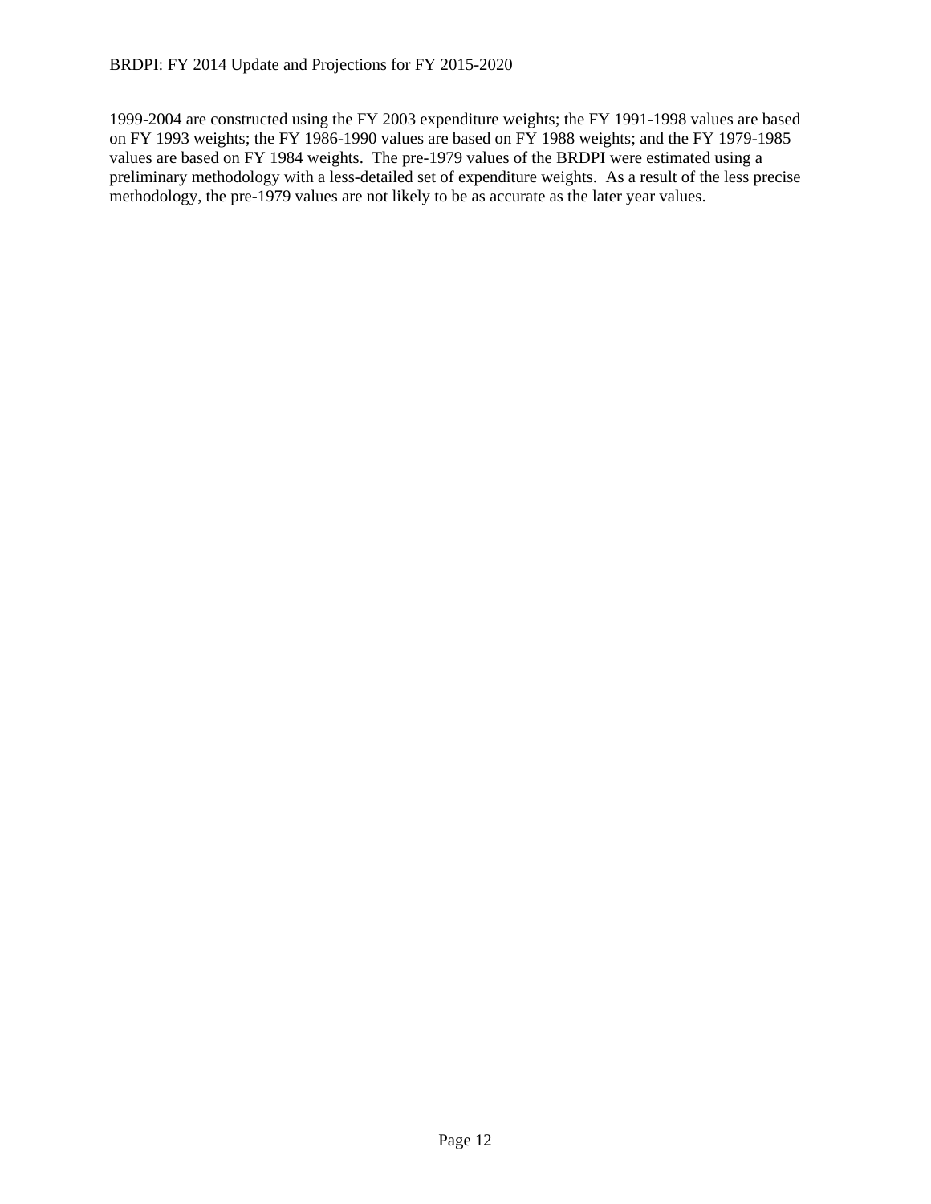1999-2004 are constructed using the FY 2003 expenditure weights; the FY 1991-1998 values are based on FY 1993 weights; the FY 1986-1990 values are based on FY 1988 weights; and the FY 1979-1985 values are based on FY 1984 weights. The pre-1979 values of the BRDPI were estimated using a preliminary methodology with a less-detailed set of expenditure weights. As a result of the less precise methodology, the pre-1979 values are not likely to be as accurate as the later year values.